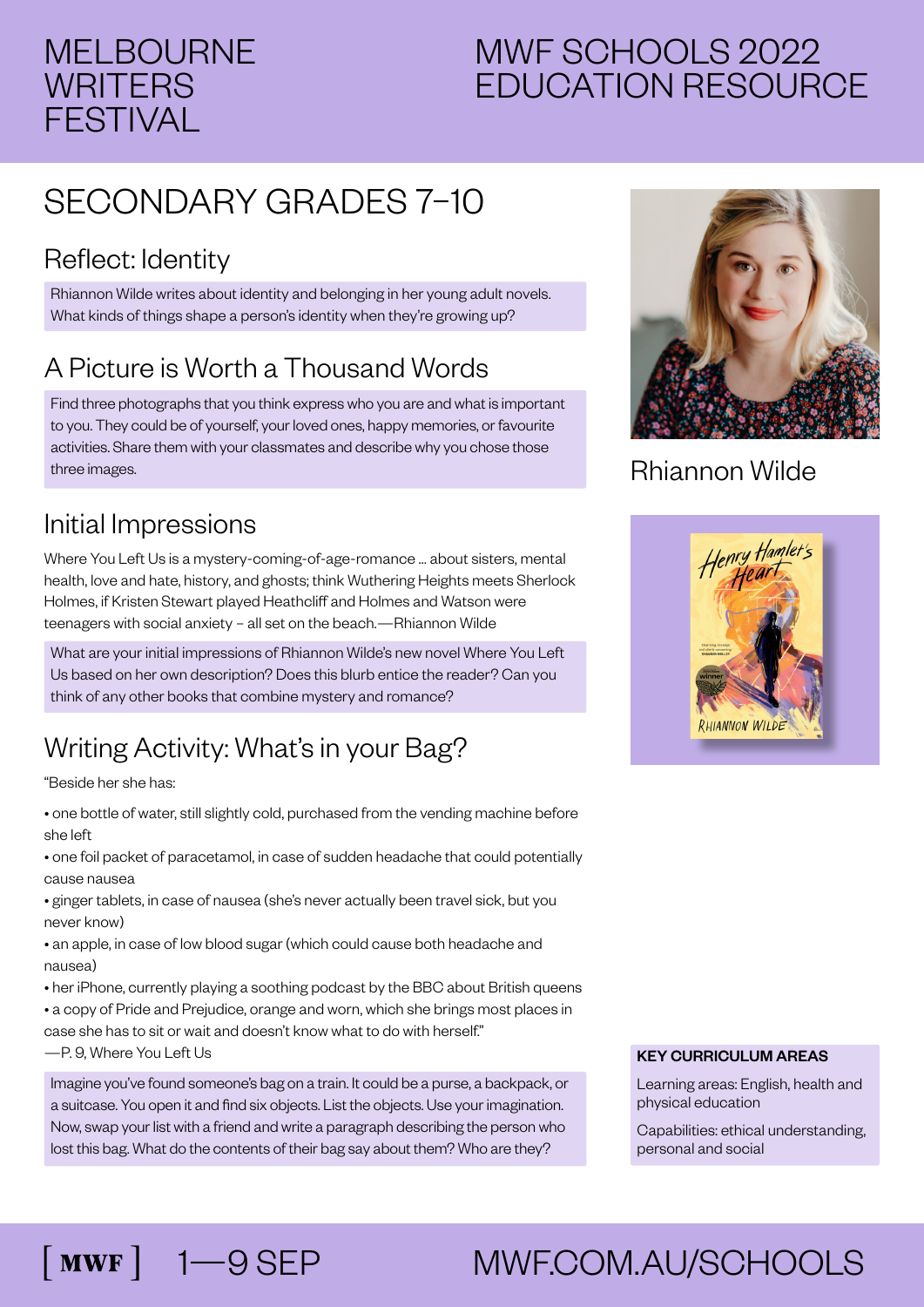# MELBOURNE WRITERS FESTIVAL

# MWF SCHOOLS 2022 EDUCATION RESOURCE

## SECONDARY GRADES 7–10

### Reflect: Identity

Rhiannon Wilde writes about identity and belonging in her young adult novels. What kinds of things shape a person's identity when they're growing up?

### A Picture is Worth a Thousand Words

Find three photographs that you think express who you are and what is important to you. They could be of yourself, your loved ones, happy memories, or favourite activities. Share them with your classmates and describe why you chose those three images.

### Initial Impressions

Where You Left Us is a mystery-coming-of-age-romance ... about sisters, mental health, love and hate, history, and ghosts; think Wuthering Heights meets Sherlock Holmes, if Kristen Stewart played Heathcliff and Holmes and Watson were teenagers with social anxiety – all set on the beach.—Rhiannon Wilde

What are your initial impressions of Rhiannon Wilde's new novel Where You Left Us based on her own description? Does this blurb entice the reader? Can you think of any other books that combine mystery and romance?

### Writing Activity: What's in your Bag?

"Beside her she has:

- one bottle of water, still slightly cold, purchased from the vending machine before she left
- one foil packet of paracetamol, in case of sudden headache that could potentially cause nausea
- ginger tablets, in case of nausea (she's never actually been travel sick, but you never know)
- an apple, in case of low blood sugar (which could cause both headache and nausea)
- her iPhone, currently playing a soothing podcast by the BBC about British queens
- a copy of Pride and Prejudice, orange and worn, which she brings most places in case she has to sit or wait and doesn't know what to do with herself."

—P. 9, Where You Left Us

Imagine you've found someone's bag on a train. It could be a purse, a backpack, or a suitcase. You open it and find six objects. List the objects. Use your imagination. Now, swap your list with a friend and write a paragraph describing the person who lost this bag. What do the contents of their bag say about them? Who are they?

Rhiannon Wilde

**KEY CURRICULUM AREAS**

Learning areas: English, health and physical education

Capabilities: ethical understanding, personal and social

[ MWF ] 1—9 SEP MWF.COM.AU/SCHOOLS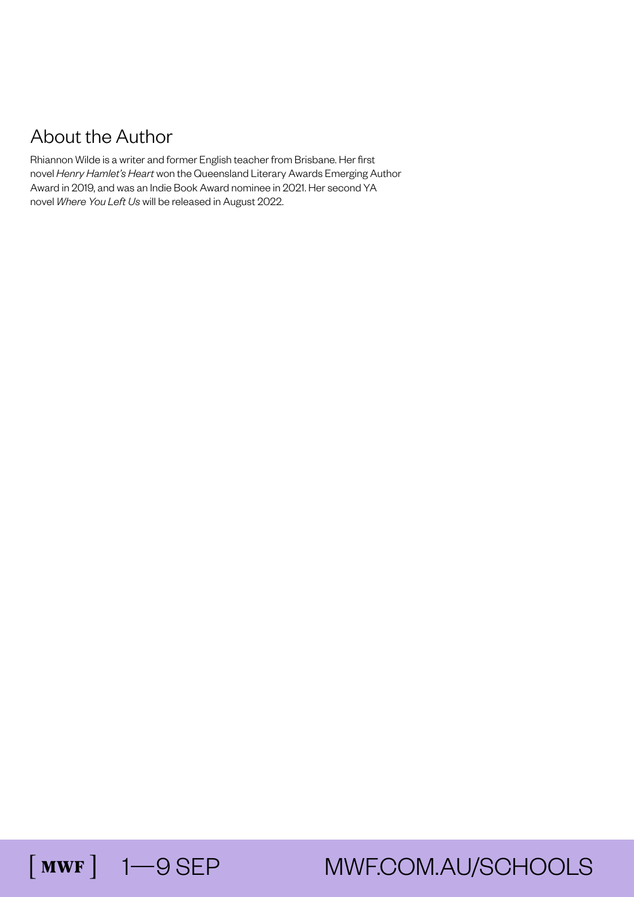## About the Author

Rhiannon Wilde is a writer and former English teacher from Brisbane. Her first novel *Henry Hamlet's Heart* won the Queensland Literary Awards Emerging Author Award in 2019, and was an Indie Book Award nominee in 2021. Her second YA novel *Where You Left Us* will be released in August 2022.